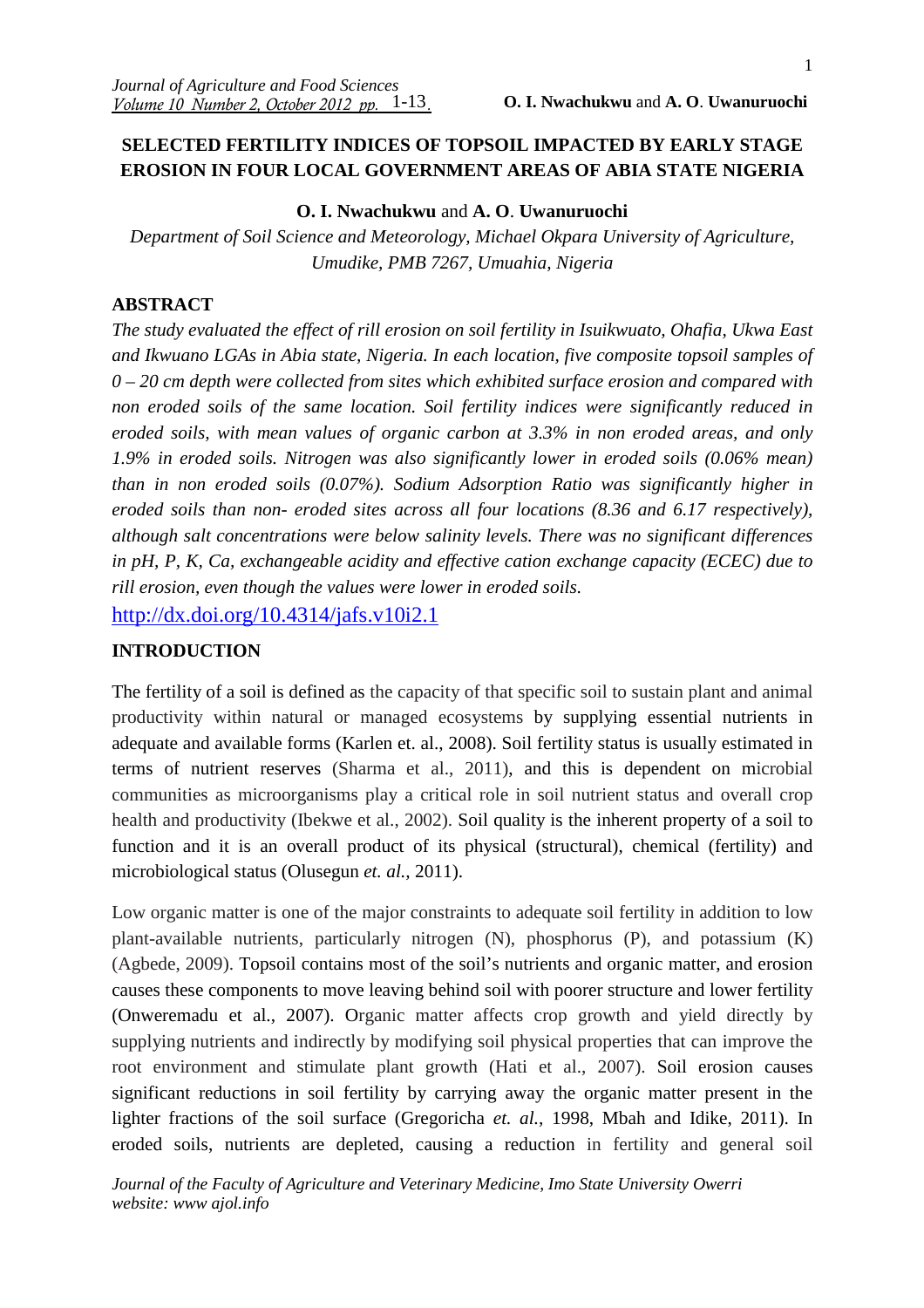# SELECTED FERTILITY INDICES OF TOPSOIL IMPACTED BY EARLY STAGE EROSION IN FOUR LOCAL GOVERNMENT AREAS OF ABIA STATE NIGERIA

**O. I. Nwachukwu** and **A. O**. **Uwanuruochi**

*Department of Soil Science and Meteorology, Michael Okpara University of Agriculture, Umudike, PMB 7267, Umuahia, Nigeria*

## ABSTRACT

*The study evaluated the effect of rill erosion on soil fertility in Isuikwuato, Ohafia, Ukwa East and Ikwuano LGAs in Abia state, Nigeria. In each location, five composite topsoil samples of 0 – 20 cm depth were collected from sites which exhibited surface erosion and compared with non eroded soils of the same location. Soil fertility indices were significantly reduced in eroded soils, with mean values of organic carbon at 3.3% in non eroded areas, and only 1.9% in eroded soils. Nitrogen was also significantly lower in eroded soils (0.06% mean) than in non eroded soils (0.07%). Sodium Adsorption Ratio was significantly higher in eroded soils than non- eroded sites across all four locations (8.36 and 6.17 respectively), although salt concentrations were below salinity levels. There was no significant differences in pH, P, K, Ca, exchangeable acidity and effective cation exchange capacity (ECEC) due to rill erosion, even though the values were lower in eroded soils.*

http://dx.doi.org/10.4314/jafs.v10i2.1

## INTRODUCTION

The fertility of a soil is defined as the capacity of that specific soil to sustain plant and animal productivity within natural or managed ecosystems by supplying essential nutrients in adequate and available forms (Karlen et. al., 2008). Soil fertility status is usually estimated in terms of nutrient reserves (Sharma et al., 2011), and this is dependent on microbial communities as microorganisms play a critical role in soil nutrient status and overall crop health and productivity (Ibekwe et al., 2002). Soil quality is the inherent property of a soil to function and it is an overall product of its physical (structural), chemical (fertility) and microbiological status (Olusegun *et. al.,* 2011).

Low organic matter is one of the major constraints to adequate soil fertility in addition to low plant-available nutrients, particularly nitrogen (N), phosphorus (P), and potassium (K) (Agbede, 2009). Topsoil contains most of the soil's nutrients and organic matter, and erosion causes these components to move leaving behind soil with poorer structure and lower fertility (Onweremadu et al., 2007). Organic matter affects crop growth and yield directly by supplying nutrients and indirectly by modifying soil physical properties that can improve the root environment and stimulate plant growth (Hati et al., 2007). Soil erosion causes significant reductions in soil fertility by carrying away the organic matter present in the lighter fractions of the soil surface (Gregoricha *et. al.,* 1998, Mbah and Idike, 2011). In eroded soils, nutrients are depleted, causing a reduction in fertility and general soil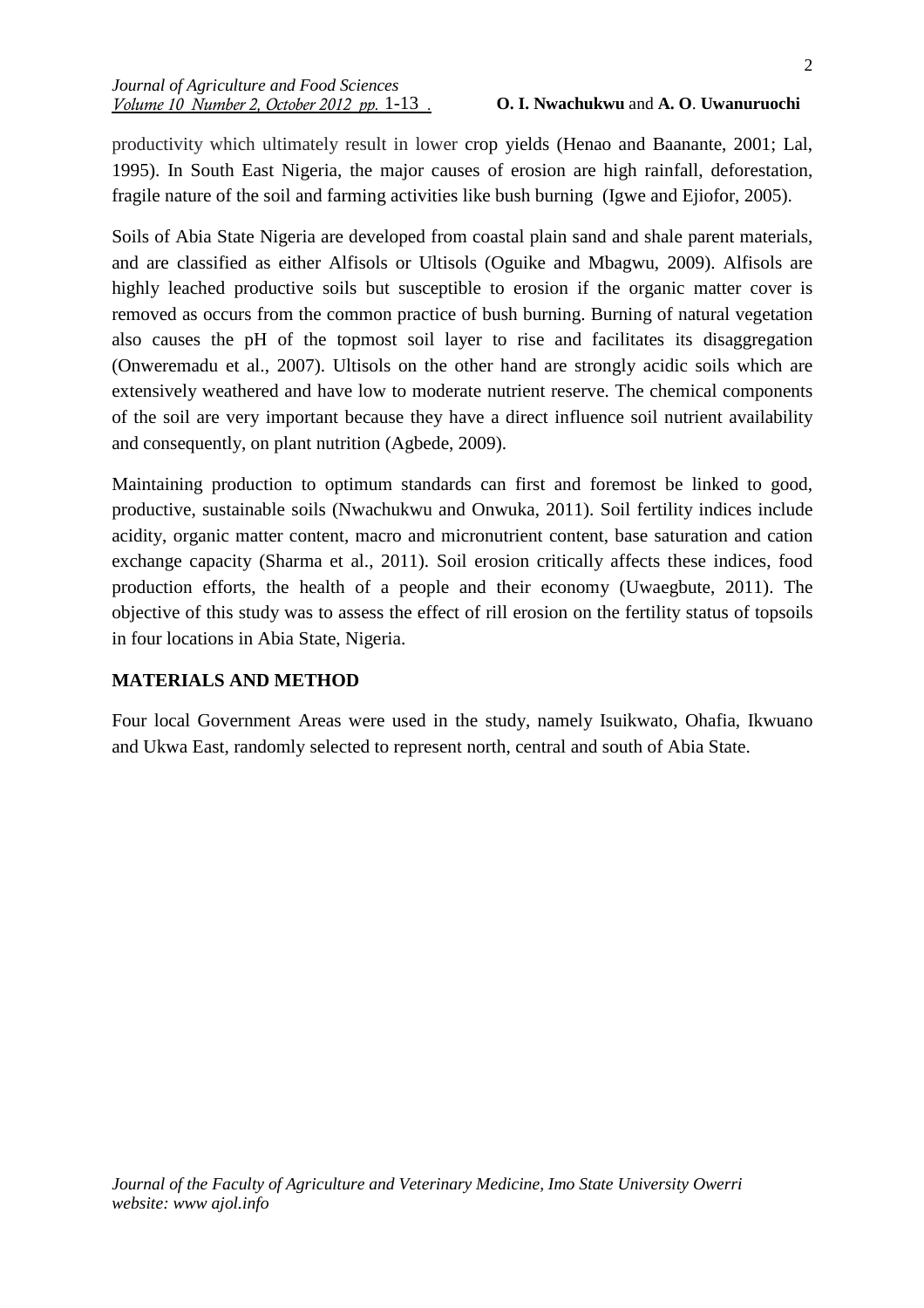productivity which ultimately result in lower crop yields (Henao and Baanante, 2001; Lal, 1995). In South East Nigeria, the major causes of erosion are high rainfall, deforestation, fragile nature of the soil and farming activities like bush burning (Igwe and Ejiofor, 2005).

Soils of Abia State Nigeria are developed from coastal plain sand and shale parent materials, and are classified as either Alfisols or Ultisols (Oguike and Mbagwu, 2009). Alfisols are highly leached productive soils but susceptible to erosion if the organic matter cover is removed as occurs from the common practice of bush burning. Burning of natural vegetation also causes the pH of the topmost soil layer to rise and facilitates its disaggregation (Onweremadu et al., 2007). Ultisols on the other hand are strongly acidic soils which are extensively weathered and have low to moderate nutrient reserve. The chemical components of the soil are very important because they have a direct influence soil nutrient availability and consequently, on plant nutrition (Agbede, 2009).

Maintaining production to optimum standards can first and foremost be linked to good, productive, sustainable soils (Nwachukwu and Onwuka, 2011). Soil fertility indices include acidity, organic matter content, macro and micronutrient content, base saturation and cation exchange capacity (Sharma et al., 2011). Soil erosion critically affects these indices, food production efforts, the health of a people and their economy (Uwaegbute, 2011). The objective of this study was to assess the effect of rill erosion on the fertility status of topsoils in four locations in Abia State, Nigeria.

## MATERIALS AND METHOD

Four local Government Areas were used in the study, namely Isuikwato, Ohafia, Ikwuano and Ukwa East, randomly selected to represent north, central and south of Abia State.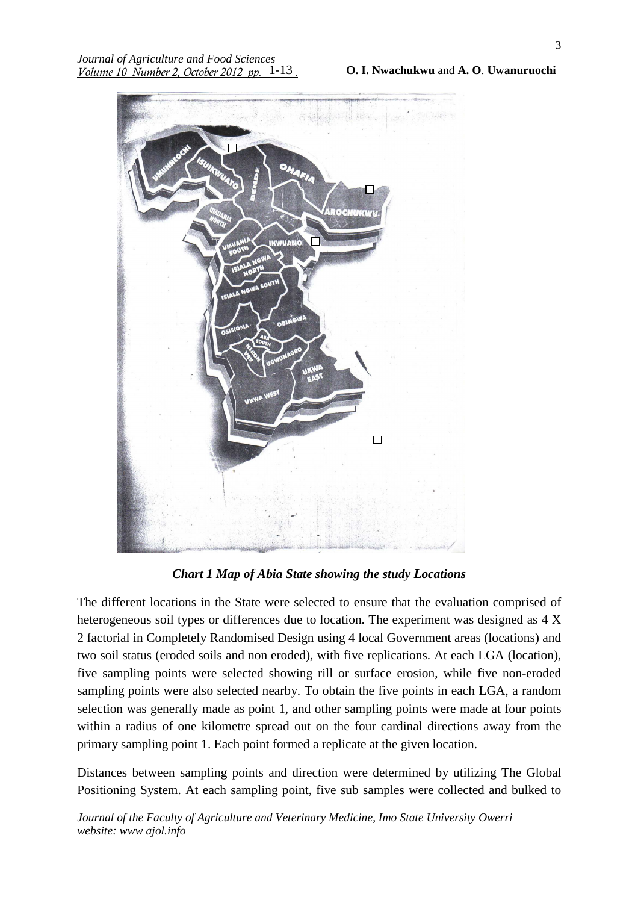*Chart 1 Map of Abia State showing the study Locations*

The different locations in the State were selected to ensure that the evaluation comprised of heterogeneous soil types or differences due to location. The experiment was designed as 4 X 2 factorial in Completely Randomised Design using 4 local Government areas (locations) and two soil status (eroded soils and non eroded), with five replications. At each LGA (location), five sampling points were selected showing rill or surface erosion, while five non-eroded sampling points were also selected nearby. To obtain the five points in each LGA, a random selection was generally made as point 1, and other sampling points were made at four points within a radius of one kilometre spread out on the four cardinal directions away from the primary sampling point 1. Each point formed a replicate at the given location.

Distances between sampling points and direction were determined by utilizing The Global Positioning System. At each sampling point, five sub samples were collected and bulked to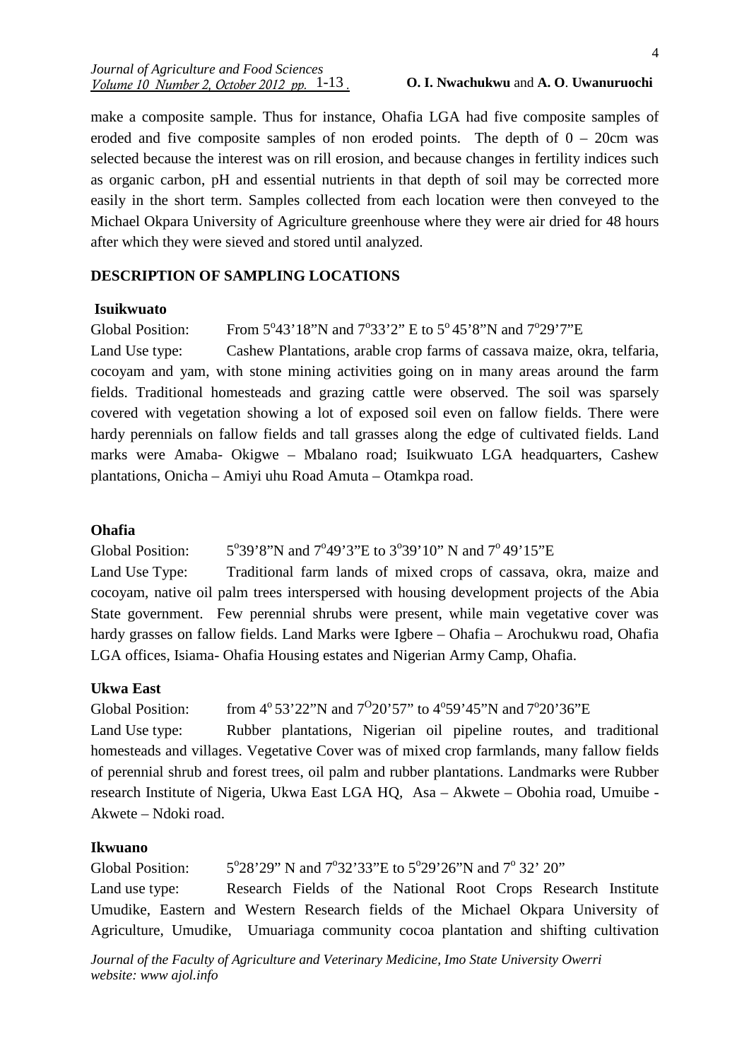make a composite sample. Thus for instance, Ohafia LGA had five composite samples of eroded and five composite samples of non eroded points. The depth of 0 – 20cm was selected because the interest was on rill erosion, and because changes in fertility indices such as organic carbon, pH and essential nutrients in that depth of soil may be corrected more easily in the short term. Samples collected from each location were then conveyed to the Michael Okpara University of Agriculture greenhouse where they were air dried for 48 hours after which they were sieved and stored until analyzed.

## DESCRIPTION OF SAMPLING LOCATIONS

### Isuikwuato

Global Position: From 5°43'18"N and 7°33'2" E to 5° 45'8"N and 7°29'7"E

Land Use type: Cashew Plantations, arable crop farms of cassava maize, okra, telfaria, cocoyam and yam, with stone mining activities going on in many areas around the farm fields. Traditional homesteads and grazing cattle were observed. The soil was sparsely covered with vegetation showing a lot of exposed soil even on fallow fields. There were hardy perennials on fallow fields and tall grasses along the edge of cultivated fields. Land marks were Amaba- Okigwe – Mbalano road; Isuikwuato LGA headquarters, Cashew plantations, Onicha – Amiyi uhu Road Amuta – Otamkpa road.

### Ohafia

Global Position: 5°39'8"N and 7°49'3"E to 3°39'10" N and 7° 49'15"E

Land Use Type: Traditional farm lands of mixed crops of cassava, okra, maize and cocoyam, native oil palm trees interspersed with housing development projects of the Abia State government. Few perennial shrubs were present, while main vegetative cover was hardy grasses on fallow fields. Land Marks were Igbere – Ohafia – Arochukwu road, Ohafia LGA offices, Isiama- Ohafia Housing estates and Nigerian Army Camp, Ohafia.

### Ukwa East

Global Position: from 4° 53'22"N and 7°20'57" to 4°59'45"N and 7°20'36"E

Land Use type: Rubber plantations, Nigerian oil pipeline routes, and traditional homesteads and villages. Vegetative Cover was of mixed crop farmlands, many fallow fields of perennial shrub and forest trees, oil palm and rubber plantations. Landmarks were Rubber research Institute of Nigeria, Ukwa East LGA HQ, Asa – Akwete – Obohia road, Umuibe - Akwete – Ndoki road.

### Ikwuano

Global Position: 5°28'29" N and 7°32'33"E to 5°29'26"N and 7° 32' 20"

Land use type: Research Fields of the National Root Crops Research Institute Umudike, Eastern and Western Research fields of the Michael Okpara University of Agriculture, Umudike, Umuariaga community cocoa plantation and shifting cultivation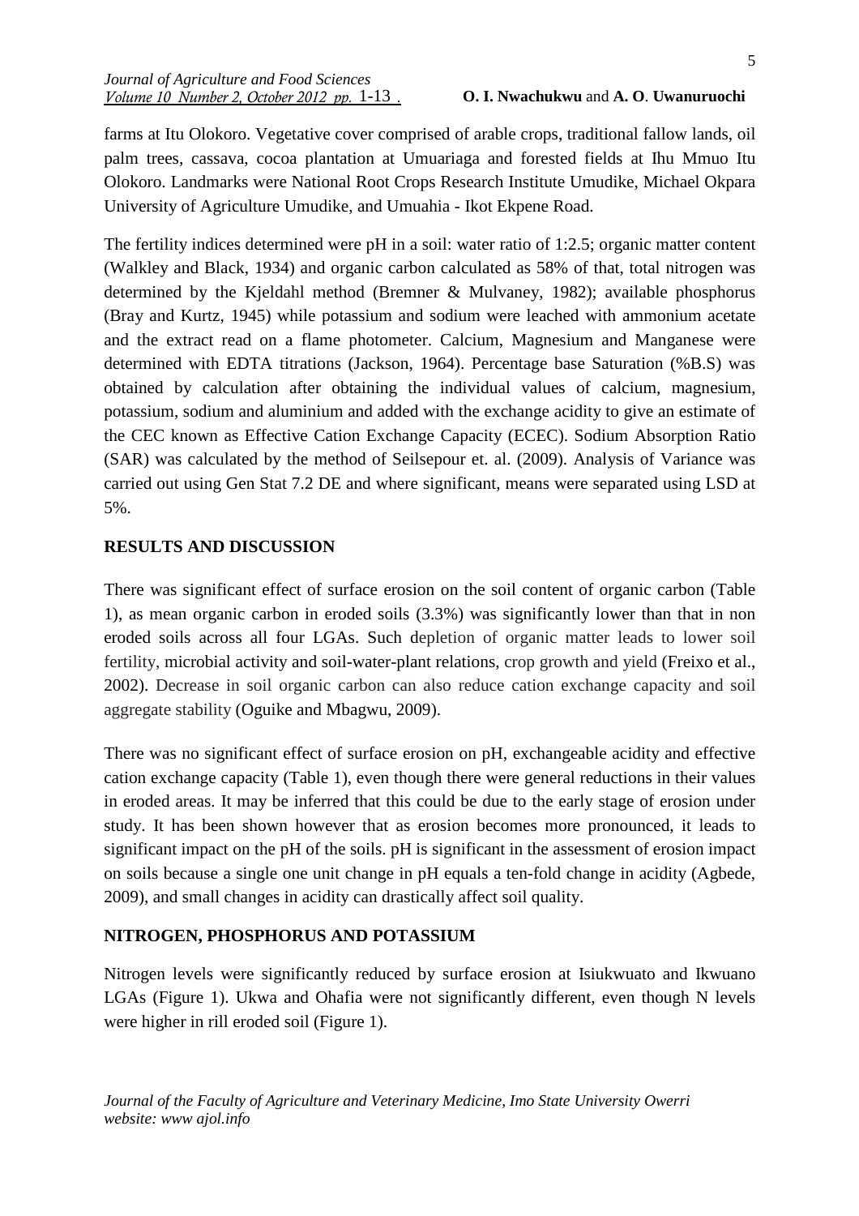farms at Itu Olokoro. Vegetative cover comprised of arable crops, traditional fallow lands, oil palm trees, cassava, cocoa plantation at Umuariaga and forested fields at Ihu Mmuo Itu Olokoro. Landmarks were National Root Crops Research Institute Umudike, Michael Okpara University of Agriculture Umudike, and Umuahia - Ikot Ekpene Road.

The fertility indices determined were pH in a soil: water ratio of 1:2.5; organic matter content (Walkley and Black, 1934) and organic carbon calculated as 58% of that, total nitrogen was determined by the Kjeldahl method (Bremner & Mulvaney, 1982); available phosphorus (Bray and Kurtz, 1945) while potassium and sodium were leached with ammonium acetate and the extract read on a flame photometer. Calcium, Magnesium and Manganese were determined with EDTA titrations (Jackson, 1964). Percentage base Saturation (%B.S) was obtained by calculation after obtaining the individual values of calcium, magnesium, potassium, sodium and aluminium and added with the exchange acidity to give an estimate of the CEC known as Effective Cation Exchange Capacity (ECEC). Sodium Absorption Ratio (SAR) was calculated by the method of Seilsepour et. al. (2009). Analysis of Variance was carried out using Gen Stat 7.2 DE and where significant, means were separated using LSD at 5%.

## RESULTS AND DISCUSSION

There was significant effect of surface erosion on the soil content of organic carbon (Table 1), as mean organic carbon in eroded soils (3.3%) was significantly lower than that in non eroded soils across all four LGAs. Such depletion of organic matter leads to lower soil fertility, microbial activity and soil-water-plant relations, crop growth and yield (Freixo et al., 2002). Decrease in soil organic carbon can also reduce cation exchange capacity and soil aggregate stability (Oguike and Mbagwu, 2009).

There was no significant effect of surface erosion on pH, exchangeable acidity and effective cation exchange capacity (Table 1), even though there were general reductions in their values in eroded areas. It may be inferred that this could be due to the early stage of erosion under study. It has been shown however that as erosion becomes more pronounced, it leads to significant impact on the pH of the soils. pH is significant in the assessment of erosion impact on soils because a single one unit change in pH equals a ten-fold change in acidity (Agbede, 2009), and small changes in acidity can drastically affect soil quality.

## NITROGEN, PHOSPHORUS AND POTASSIUM

Nitrogen levels were significantly reduced by surface erosion at Isiukwuato and Ikwuano LGAs (Figure 1). Ukwa and Ohafia were not significantly different, even though N levels were higher in rill eroded soil (Figure 1).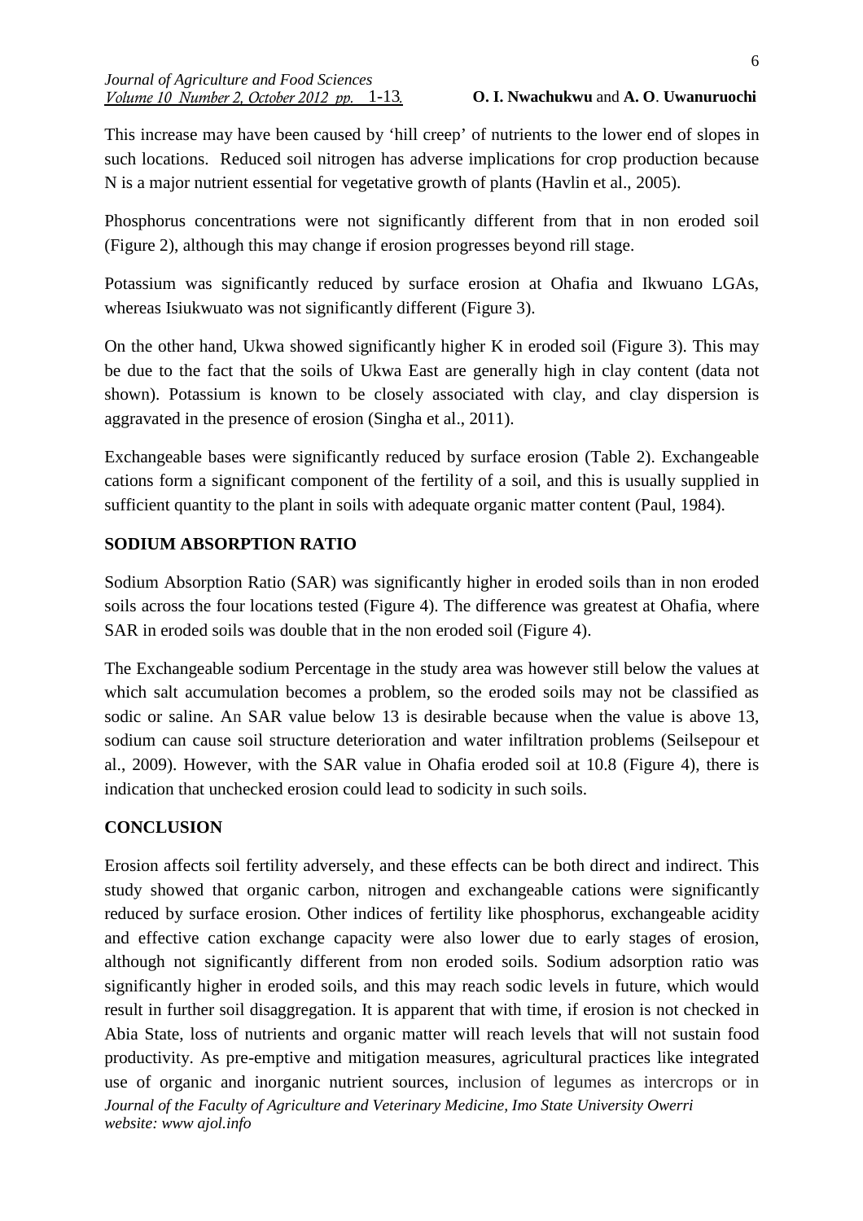This increase may have been caused by 'hill creep' of nutrients to the lower end of slopes in such locations. Reduced soil nitrogen has adverse implications for crop production because N is a major nutrient essential for vegetative growth of plants (Havlin et al., 2005).

Phosphorus concentrations were not significantly different from that in non eroded soil (Figure 2), although this may change if erosion progresses beyond rill stage.

Potassium was significantly reduced by surface erosion at Ohafia and Ikwuano LGAs, whereas Isiukwuato was not significantly different (Figure 3).

On the other hand, Ukwa showed significantly higher K in eroded soil (Figure 3). This may be due to the fact that the soils of Ukwa East are generally high in clay content (data not shown). Potassium is known to be closely associated with clay, and clay dispersion is aggravated in the presence of erosion (Singha et al., 2011).

Exchangeable bases were significantly reduced by surface erosion (Table 2). Exchangeable cations form a significant component of the fertility of a soil, and this is usually supplied in sufficient quantity to the plant in soils with adequate organic matter content (Paul, 1984).

## SODIUM ABSORPTION RATIO

Sodium Absorption Ratio (SAR) was significantly higher in eroded soils than in non eroded soils across the four locations tested (Figure 4). The difference was greatest at Ohafia, where SAR in eroded soils was double that in the non eroded soil (Figure 4).

The Exchangeable sodium Percentage in the study area was however still below the values at which salt accumulation becomes a problem, so the eroded soils may not be classified as sodic or saline. An SAR value below 13 is desirable because when the value is above 13, sodium can cause soil structure deterioration and water infiltration problems (Seilsepour et al., 2009). However, with the SAR value in Ohafia eroded soil at 10.8 (Figure 4), there is indication that unchecked erosion could lead to sodicity in such soils.

## CONCLUSION

Erosion affects soil fertility adversely, and these effects can be both direct and indirect. This study showed that organic carbon, nitrogen and exchangeable cations were significantly reduced by surface erosion. Other indices of fertility like phosphorus, exchangeable acidity and effective cation exchange capacity were also lower due to early stages of erosion, although not significantly different from non eroded soils. Sodium adsorption ratio was significantly higher in eroded soils, and this may reach sodic levels in future, which would result in further soil disaggregation. It is apparent that with time, if erosion is not checked in Abia State, loss of nutrients and organic matter will reach levels that will not sustain food productivity. As pre-emptive and mitigation measures, agricultural practices like integrated use of organic and inorganic nutrient sources, inclusion of legumes as intercrops or in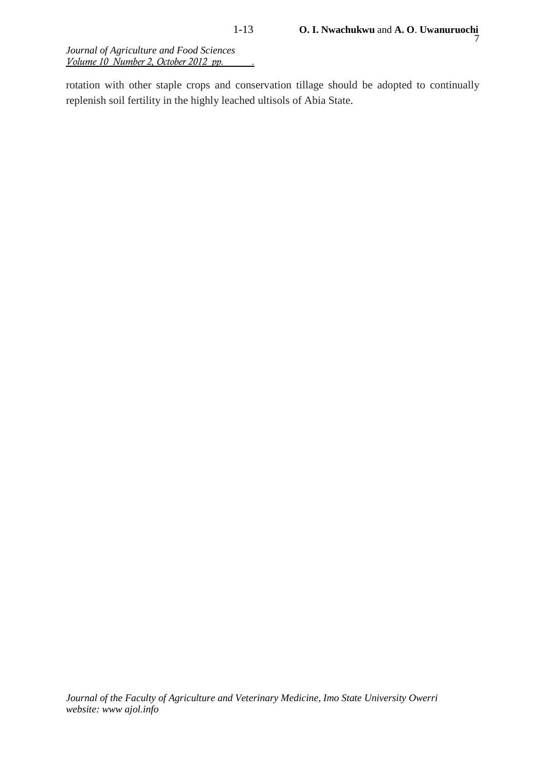rotation with other staple crops and conservation tillage should be adopted to continually replenish soil fertility in the highly leached ultisols of Abia State.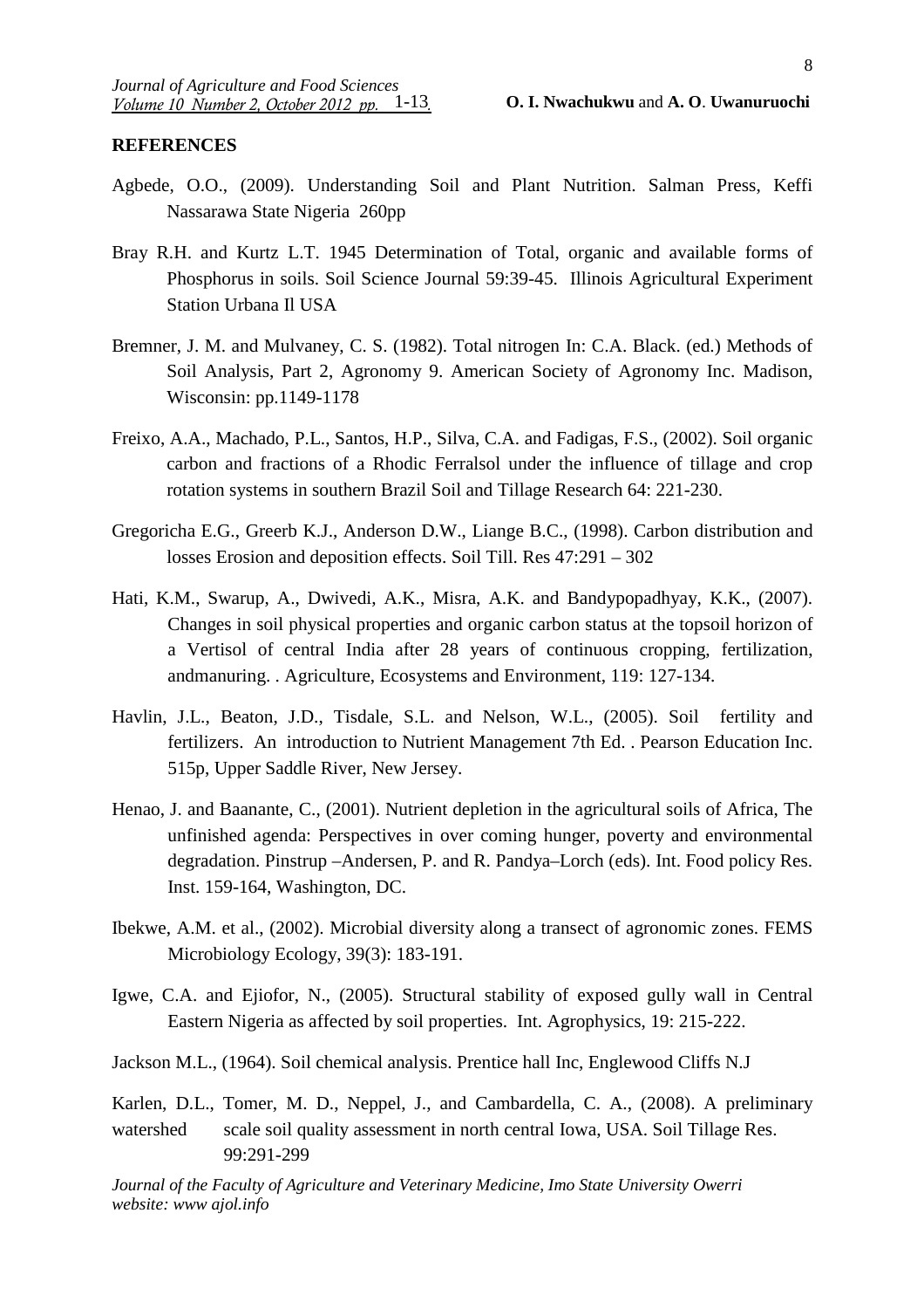## REFERENCES

Agbede, O.O., (2009). Understanding Soil and Plant Nutrition. Salman Press, Keffi Nassarawa State Nigeria 260pp

Bray R.H. and Kurtz L.T. 1945 Determination of Total, organic and available forms of Phosphorus in soils. Soil Science Journal 59:39-45. Illinois Agricultural Experiment Station Urbana Il USA

Bremner, J. M. and Mulvaney, C. S. (1982). Total nitrogen In: C.A. Black. (ed.) Methods of Soil Analysis, Part 2, Agronomy 9. American Society of Agronomy Inc. Madison, Wisconsin: pp.1149-1178

Freixo, A.A., Machado, P.L., Santos, H.P., Silva, C.A. and Fadigas, F.S., (2002). Soil organic carbon and fractions of a Rhodic Ferralsol under the influence of tillage and crop rotation systems in southern Brazil Soil and Tillage Research 64: 221-230.

Gregoricha E.G., Greerb K.J., Anderson D.W., Liange B.C., (1998). Carbon distribution and losses Erosion and deposition effects. Soil Till. Res 47:291 – 302

Hati, K.M., Swarup, A., Dwivedi, A.K., Misra, A.K. and Bandypopadhyay, K.K., (2007). Changes in soil physical properties and organic carbon status at the topsoil horizon of a Vertisol of central India after 28 years of continuous cropping, fertilization, andmanuring. . Agriculture, Ecosystems and Environment, 119: 127-134.

Havlin, J.L., Beaton, J.D., Tisdale, S.L. and Nelson, W.L., (2005). Soil fertility and fertilizers. An introduction to Nutrient Management 7th Ed. . Pearson Education Inc. 515p, Upper Saddle River, New Jersey.

Henao, J. and Baanante, C., (2001). Nutrient depletion in the agricultural soils of Africa, The unfinished agenda: Perspectives in over coming hunger, poverty and environmental degradation. Pinstrup –Andersen, P. and R. Pandya–Lorch (eds). Int. Food policy Res. Inst. 159-164, Washington, DC.

Ibekwe, A.M. et al., (2002). Microbial diversity along a transect of agronomic zones. FEMS Microbiology Ecology, 39(3): 183-191.

Igwe, C.A. and Ejiofor, N., (2005). Structural stability of exposed gully wall in Central Eastern Nigeria as affected by soil properties. Int. Agrophysics, 19: 215-222.

Jackson M.L., (1964). Soil chemical analysis. Prentice hall Inc, Englewood Cliffs N.J

Karlen, D.L., Tomer, M. D., Neppel, J., and Cambardella, C. A., (2008). A preliminary watershed scale soil quality assessment in north central Iowa, USA. Soil Tillage Res. 99:291-299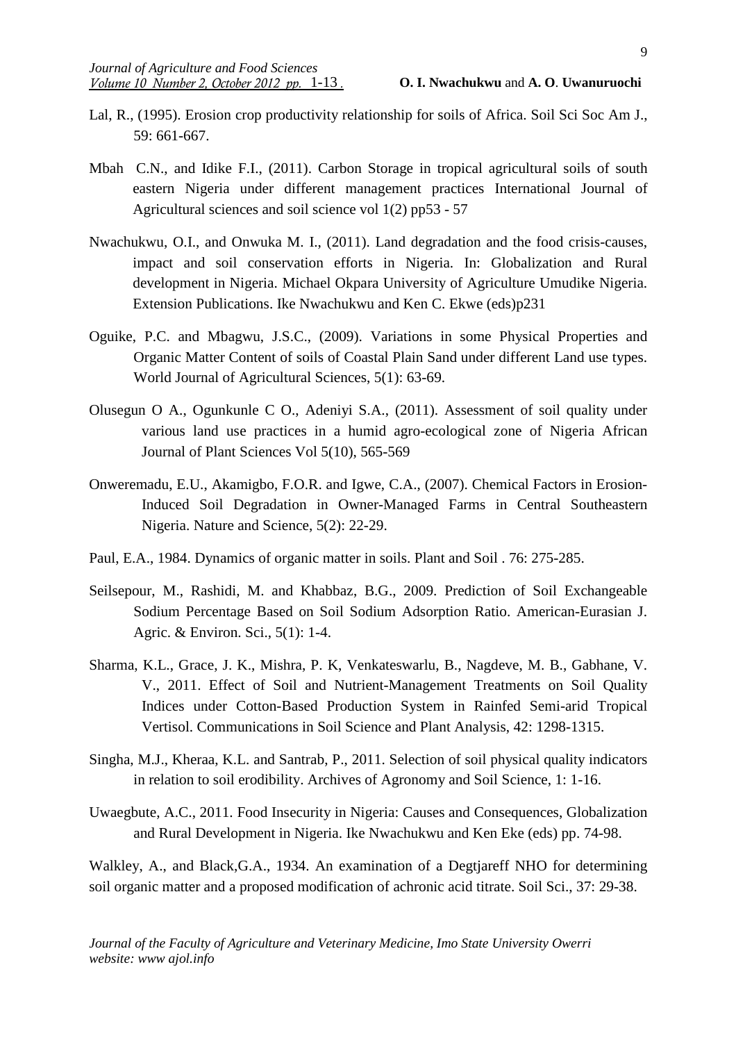Lal, R., (1995). Erosion crop productivity relationship for soils of Africa. Soil Sci Soc Am J., 59: 661-667.

Mbah C.N., and Idike F.I., (2011). Carbon Storage in tropical agricultural soils of south eastern Nigeria under different management practices International Journal of Agricultural sciences and soil science vol 1(2) pp53 - 57

Nwachukwu, O.I., and Onwuka M. I., (2011). Land degradation and the food crisis-causes, impact and soil conservation efforts in Nigeria. In: Globalization and Rural development in Nigeria. Michael Okpara University of Agriculture Umudike Nigeria. Extension Publications. Ike Nwachukwu and Ken C. Ekwe (eds)p231

Oguike, P.C. and Mbagwu, J.S.C., (2009). Variations in some Physical Properties and Organic Matter Content of soils of Coastal Plain Sand under different Land use types. World Journal of Agricultural Sciences, 5(1): 63-69.

Olusegun O A., Ogunkunle C O., Adeniyi S.A., (2011). Assessment of soil quality under various land use practices in a humid agro-ecological zone of Nigeria African Journal of Plant Sciences Vol 5(10), 565-569

Onweremadu, E.U., Akamigbo, F.O.R. and Igwe, C.A., (2007). Chemical Factors in Erosion-Induced Soil Degradation in Owner-Managed Farms in Central Southeastern Nigeria. Nature and Science, 5(2): 22-29.

Paul, E.A., 1984. Dynamics of organic matter in soils. Plant and Soil . 76: 275-285.

Seilsepour, M., Rashidi, M. and Khabbaz, B.G., 2009. Prediction of Soil Exchangeable Sodium Percentage Based on Soil Sodium Adsorption Ratio. American-Eurasian J. Agric. & Environ. Sci., 5(1): 1-4.

Sharma, K.L., Grace, J. K., Mishra, P. K, Venkateswarlu, B., Nagdeve, M. B., Gabhane, V. V., 2011. Effect of Soil and Nutrient-Management Treatments on Soil Quality Indices under Cotton-Based Production System in Rainfed Semi-arid Tropical Vertisol. Communications in Soil Science and Plant Analysis, 42: 1298-1315.

Singha, M.J., Kheraa, K.L. and Santrab, P., 2011. Selection of soil physical quality indicators in relation to soil erodibility. Archives of Agronomy and Soil Science, 1: 1-16.

Uwaegbute, A.C., 2011. Food Insecurity in Nigeria: Causes and Consequences, Globalization and Rural Development in Nigeria. Ike Nwachukwu and Ken Eke (eds) pp. 74-98.

Walkley, A., and Black,G.A., 1934. An examination of a Degtjareff NHO for determining soil organic matter and a proposed modification of achronic acid titrate. Soil Sci., 37: 29-38.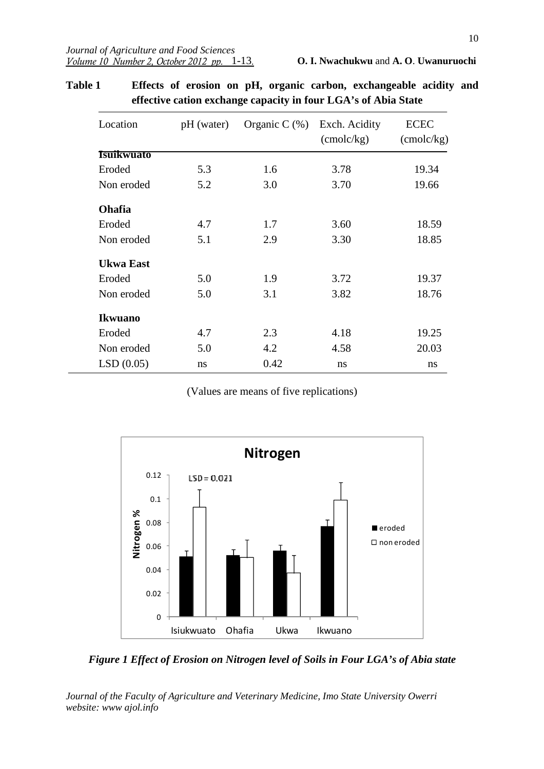**Table 1 Effects of erosion on pH, organic carbon, exchangeable acidity and effective cation exchange capacity in four LGA's of Abia State**

| Location | pH (water) | Organic C (%) | Exch. Acidity (cmolc/kg) | ECEC (cmolc/kg) |
|---|---|---|---|---|
| **Isuikwuato** | | | | |
| Eroded | 5.3 | 1.6 | 3.78 | 19.34 |
| Non eroded | 5.2 | 3.0 | 3.70 | 19.66 |
| **Ohafia** | | | | |
| Eroded | 4.7 | 1.7 | 3.60 | 18.59 |
| Non eroded | 5.1 | 2.9 | 3.30 | 18.85 |
| **Ukwa East** | | | | |
| Eroded | 5.0 | 1.9 | 3.72 | 19.37 |
| Non eroded | 5.0 | 3.1 | 3.82 | 18.76 |
| **Ikwuano** | | | | |
| Eroded | 4.7 | 2.3 | 4.18 | 19.25 |
| Non eroded | 5.0 | 4.2 | 4.58 | 20.03 |
| LSD (0.05) | ns | 0.42 | ns | ns |

(Values are means of five replications)

*Figure 1 Effect of Erosion on Nitrogen level of Soils in Four LGA's of Abia state*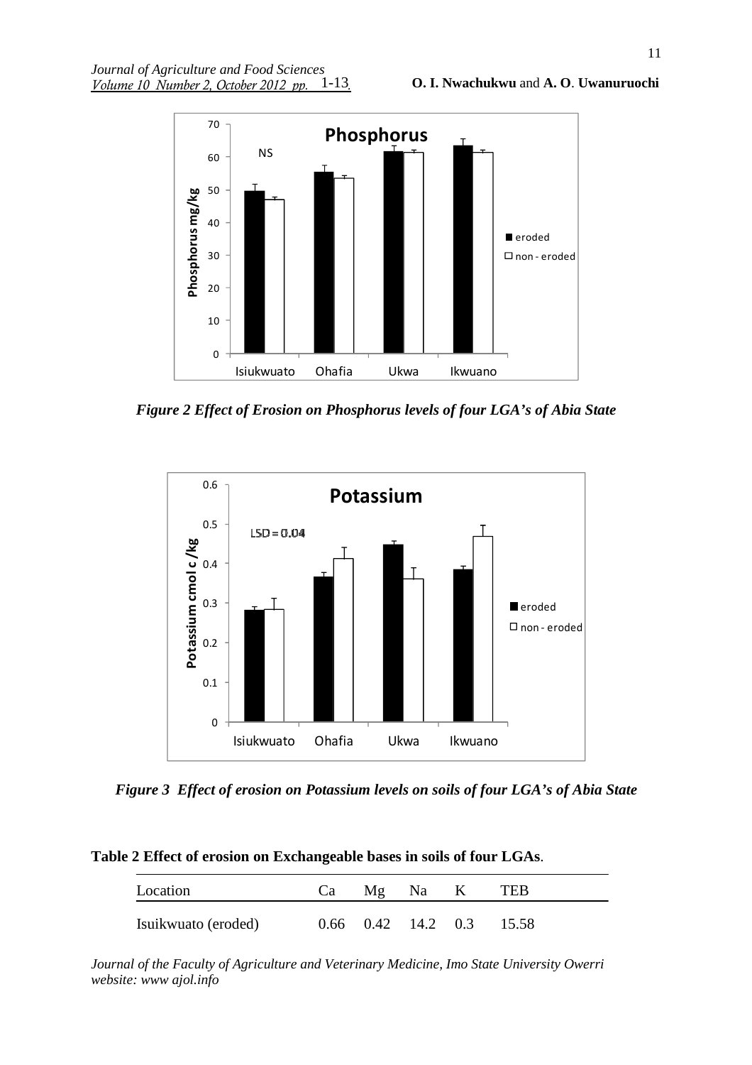*Figure 2 Effect of Erosion on Phosphorus levels of four LGA's of Abia State*

*Figure 3 Effect of erosion on Potassium levels on soils of four LGA's of Abia State*

**Table 2 Effect of erosion on Exchangeable bases in soils of four LGAs**.

| Location | Ca | Mg | Na | K | TEB |
|---|---|---|---|---|---|
| Isuikwuato (eroded) | 0.66 | 0.42 | 14.2 | 0.3 | 15.58 |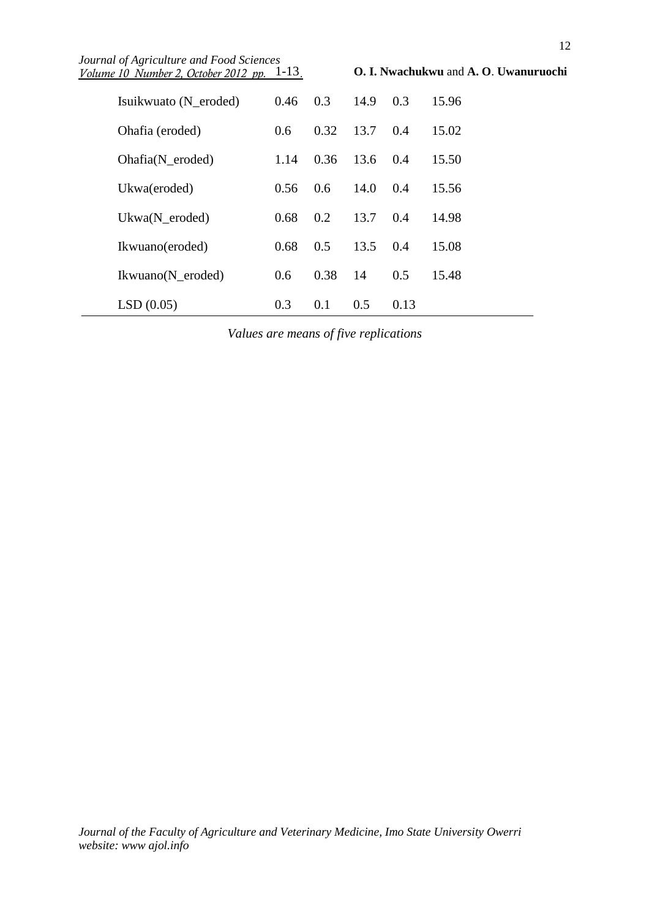| | | | | | |
|---|---|---|---|---|---|
| Isuikwuato (N_eroded) | 0.46 | 0.3 | 14.9 | 0.3 | 15.96 |
| Ohafia (eroded) | 0.6 | 0.32 | 13.7 | 0.4 | 15.02 |
| Ohafia(N_eroded) | 1.14 | 0.36 | 13.6 | 0.4 | 15.50 |
| Ukwa(eroded) | 0.56 | 0.6 | 14.0 | 0.4 | 15.56 |
| Ukwa(N_eroded) | 0.68 | 0.2 | 13.7 | 0.4 | 14.98 |
| Ikwuano(eroded) | 0.68 | 0.5 | 13.5 | 0.4 | 15.08 |
| Ikwuano(N_eroded) | 0.6 | 0.38 | 14 | 0.5 | 15.48 |
| LSD (0.05) | 0.3 | 0.1 | 0.5 | 0.13 | |

*Values are means of five replications*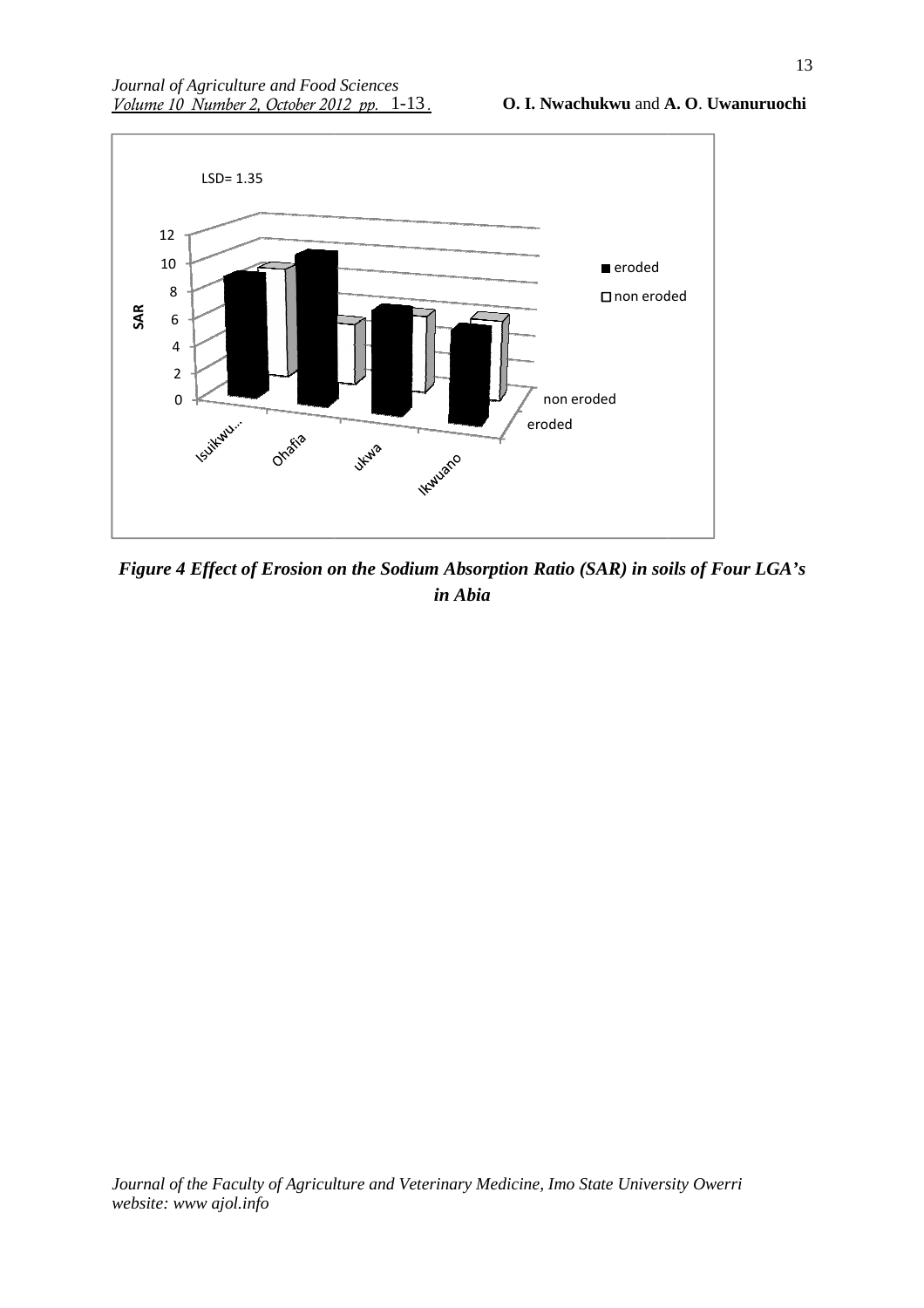LSD= 1.35

SAR

12
10
8
6
4
2
0

Isuikwu...
Ohafia
ukwa
Ikwuano

non eroded
eroded

■ eroded
□ non eroded

*Figure 4 Effect of Erosion on the Sodium Absorption Ratio (SAR) in soils of Four LGA's in Abia*